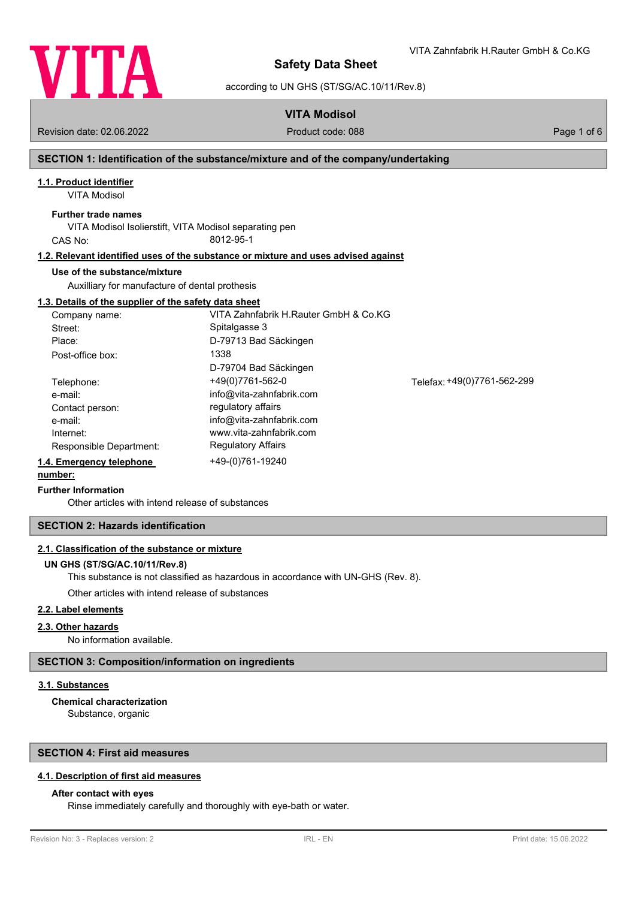# Safety Data Sheet

according to UN GHS (ST/SG/AC.10/11/Rev.8)

VITA Zahnfabrik H.Rauter GmbH & Co.KG

**VITA Modisol**

Revision date: 02.06.2022 | Product code: 088

## SECTION 1: Identification of the substance/mixture and of the company/undertaking

### 1.1. Product identifier

VITA Modisol

**Further trade names**

VITA Modisol Isolierstift, VITA Modisol separating pen

CAS No: 8012-95-1

### 1.2. Relevant identified uses of the substance or mixture and uses advised against

**Use of the substance/mixture**

Auxilliary for manufacture of dental prosthesis

### 1.3. Details of the supplier of the safety data sheet

| | | |
|---|---|---|
| Company name: | VITA Zahnfabrik H.Rauter GmbH & Co.KG | |
| Street: | Spitalgasse 3 | |
| Place: | D-79713 Bad Säckingen | |
| Post-office box: | 1338<br>D-79704 Bad Säckingen | |
| Telephone: | +49(0)7761-562-0 | Telefax: +49(0)7761-562-299 |
| e-mail: | info@vita-zahnfabrik.com | |
| Contact person: | regulatory affairs | |
| e-mail: | info@vita-zahnfabrik.com | |
| Internet: | www.vita-zahnfabrik.com | |
| Responsible Department: | Regulatory Affairs | |

### 1.4. Emergency telephone number:

+49-(0)761-19240

**Further Information**

Other articles with intend release of substances

## SECTION 2: Hazards identification

### 2.1. Classification of the substance or mixture

**UN GHS (ST/SG/AC.10/11/Rev.8)**

This substance is not classified as hazardous in accordance with UN-GHS (Rev. 8).

Other articles with intend release of substances

### 2.2. Label elements

### 2.3. Other hazards

No information available.

## SECTION 3: Composition/information on ingredients

### 3.1. Substances

**Chemical characterization**

Substance, organic

## SECTION 4: First aid measures

### 4.1. Description of first aid measures

**After contact with eyes**

Rinse immediately carefully and thoroughly with eye-bath or water.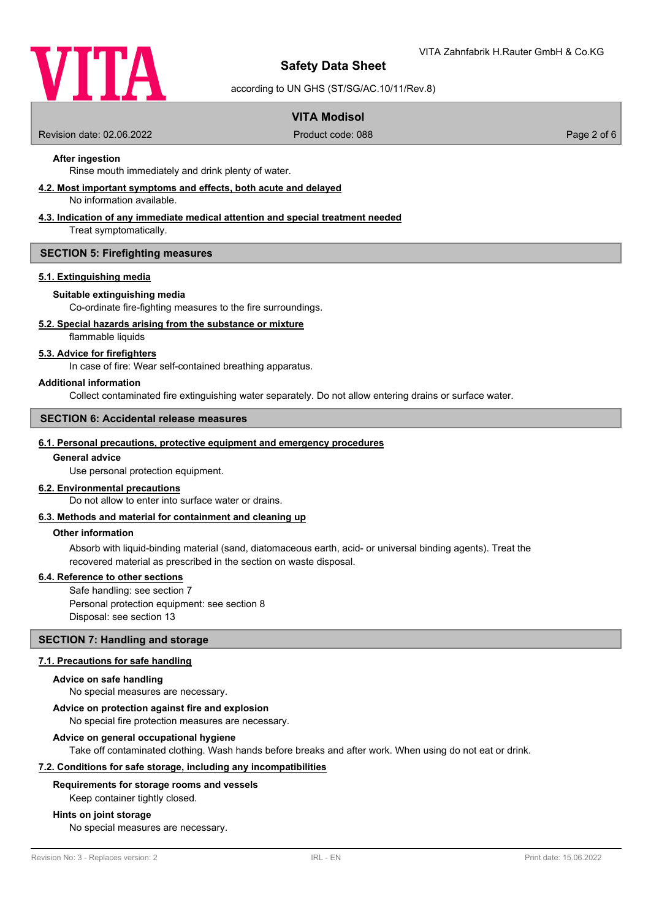**After ingestion**

Rinse mouth immediately and drink plenty of water.

**4.2. Most important symptoms and effects, both acute and delayed**

No information available.

**4.3. Indication of any immediate medical attention and special treatment needed**

Treat symptomatically.

## SECTION 5: Firefighting measures

**5.1. Extinguishing media**

**Suitable extinguishing media**

Co-ordinate fire-fighting measures to the fire surroundings.

**5.2. Special hazards arising from the substance or mixture**

flammable liquids

**5.3. Advice for firefighters**

In case of fire: Wear self-contained breathing apparatus.

**Additional information**

Collect contaminated fire extinguishing water separately. Do not allow entering drains or surface water.

## SECTION 6: Accidental release measures

**6.1. Personal precautions, protective equipment and emergency procedures**

**General advice**

Use personal protection equipment.

**6.2. Environmental precautions**

Do not allow to enter into surface water or drains.

**6.3. Methods and material for containment and cleaning up**

**Other information**

Absorb with liquid-binding material (sand, diatomaceous earth, acid- or universal binding agents). Treat the recovered material as prescribed in the section on waste disposal.

**6.4. Reference to other sections**

Safe handling: see section 7
Personal protection equipment: see section 8
Disposal: see section 13

## SECTION 7: Handling and storage

**7.1. Precautions for safe handling**

**Advice on safe handling**

No special measures are necessary.

**Advice on protection against fire and explosion**

No special fire protection measures are necessary.

**Advice on general occupational hygiene**

Take off contaminated clothing. Wash hands before breaks and after work. When using do not eat or drink.

**7.2. Conditions for safe storage, including any incompatibilities**

**Requirements for storage rooms and vessels**

Keep container tightly closed.

**Hints on joint storage**

No special measures are necessary.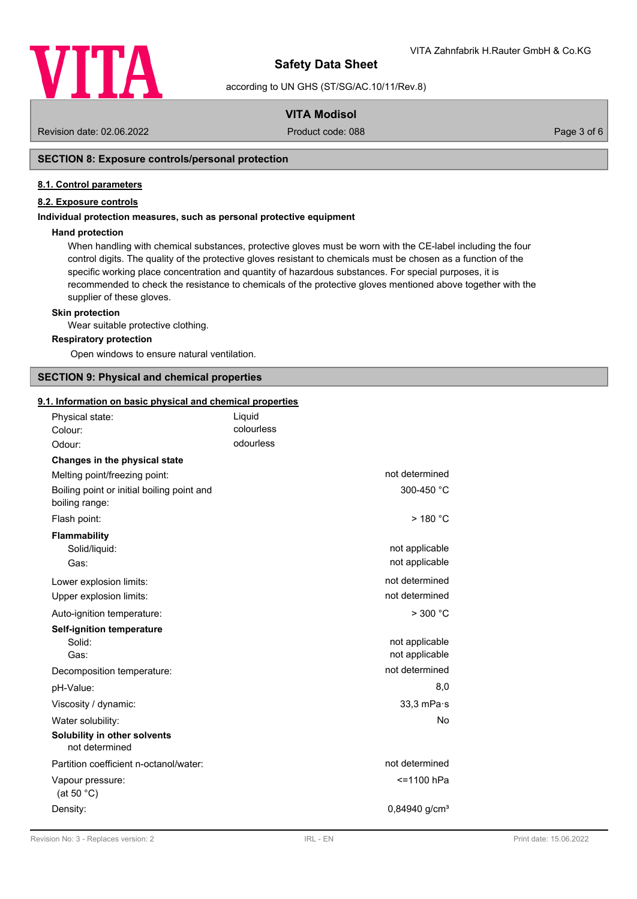## SECTION 8: Exposure controls/personal protection

### 8.1. Control parameters

### 8.2. Exposure controls

**Individual protection measures, such as personal protective equipment**

**Hand protection**

When handling with chemical substances, protective gloves must be worn with the CE-label including the four control digits. The quality of the protective gloves resistant to chemicals must be chosen as a function of the specific working place concentration and quantity of hazardous substances. For special purposes, it is recommended to check the resistance to chemicals of the protective gloves mentioned above together with the supplier of these gloves.

**Skin protection**

Wear suitable protective clothing.

**Respiratory protection**

Open windows to ensure natural ventilation.

## SECTION 9: Physical and chemical properties

### 9.1. Information on basic physical and chemical properties

| | |
|---|---|
| Physical state: | Liquid |
| Colour: | colourless |
| Odour: | odourless |

**Changes in the physical state**

| | |
|---|---|
| Melting point/freezing point: | not determined |
| Boiling point or initial boiling point and boiling range: | 300-450 °C |
| Flash point: | > 180 °C |
| **Flammability** | |
| Solid/liquid: | not applicable |
| Gas: | not applicable |
| Lower explosion limits: | not determined |
| Upper explosion limits: | not determined |
| Auto-ignition temperature: | > 300 °C |
| **Self-ignition temperature** | |
| Solid: | not applicable |
| Gas: | not applicable |
| Decomposition temperature: | not determined |
| pH-Value: | 8,0 |
| Viscosity / dynamic: | 33,3 mPa·s |
| Water solubility: | No |
| **Solubility in other solvents** | |
| not determined | |
| Partition coefficient n-octanol/water: | not determined |
| Vapour pressure: (at 50 °C) | <=1100 hPa |
| Density: | 0,84940 g/cm³ |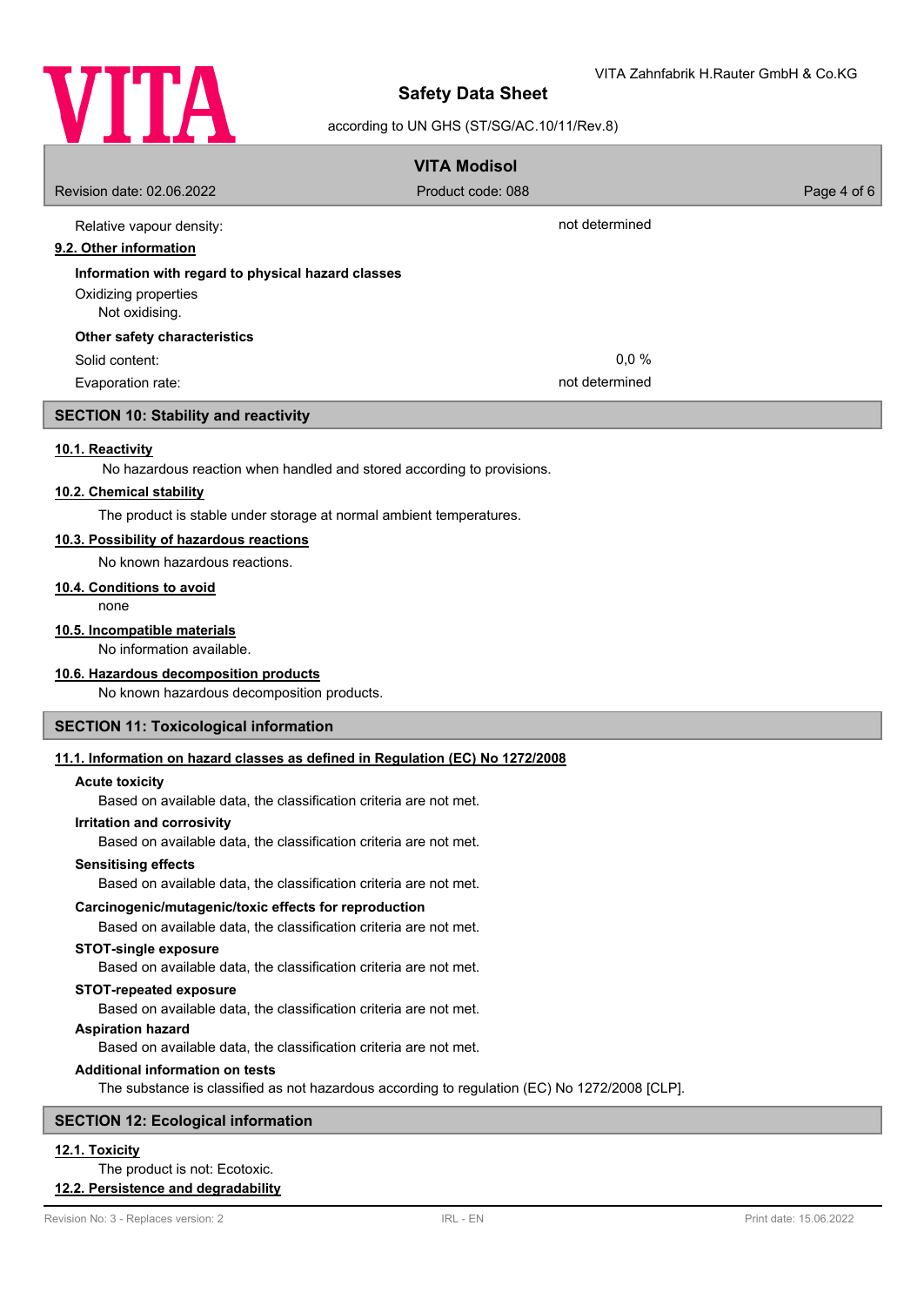| | |
|---|---|
| Relative vapour density: | not determined |

### 9.2. Other information

**Information with regard to physical hazard classes**

Oxidizing properties
Not oxidising.

**Other safety characteristics**

| | |
|---|---|
| Solid content: | 0,0 % |
| Evaporation rate: | not determined |

## SECTION 10: Stability and reactivity

### 10.1. Reactivity

No hazardous reaction when handled and stored according to provisions.

### 10.2. Chemical stability

The product is stable under storage at normal ambient temperatures.

### 10.3. Possibility of hazardous reactions

No known hazardous reactions.

### 10.4. Conditions to avoid

none

### 10.5. Incompatible materials

No information available.

### 10.6. Hazardous decomposition products

No known hazardous decomposition products.

## SECTION 11: Toxicological information

### 11.1. Information on hazard classes as defined in Regulation (EC) No 1272/2008

**Acute toxicity**

Based on available data, the classification criteria are not met.

**Irritation and corrosivity**

Based on available data, the classification criteria are not met.

**Sensitising effects**

Based on available data, the classification criteria are not met.

**Carcinogenic/mutagenic/toxic effects for reproduction**

Based on available data, the classification criteria are not met.

**STOT-single exposure**

Based on available data, the classification criteria are not met.

**STOT-repeated exposure**

Based on available data, the classification criteria are not met.

**Aspiration hazard**

Based on available data, the classification criteria are not met.

**Additional information on tests**

The substance is classified as not hazardous according to regulation (EC) No 1272/2008 [CLP].

## SECTION 12: Ecological information

### 12.1. Toxicity

The product is not: Ecotoxic.

### 12.2. Persistence and degradability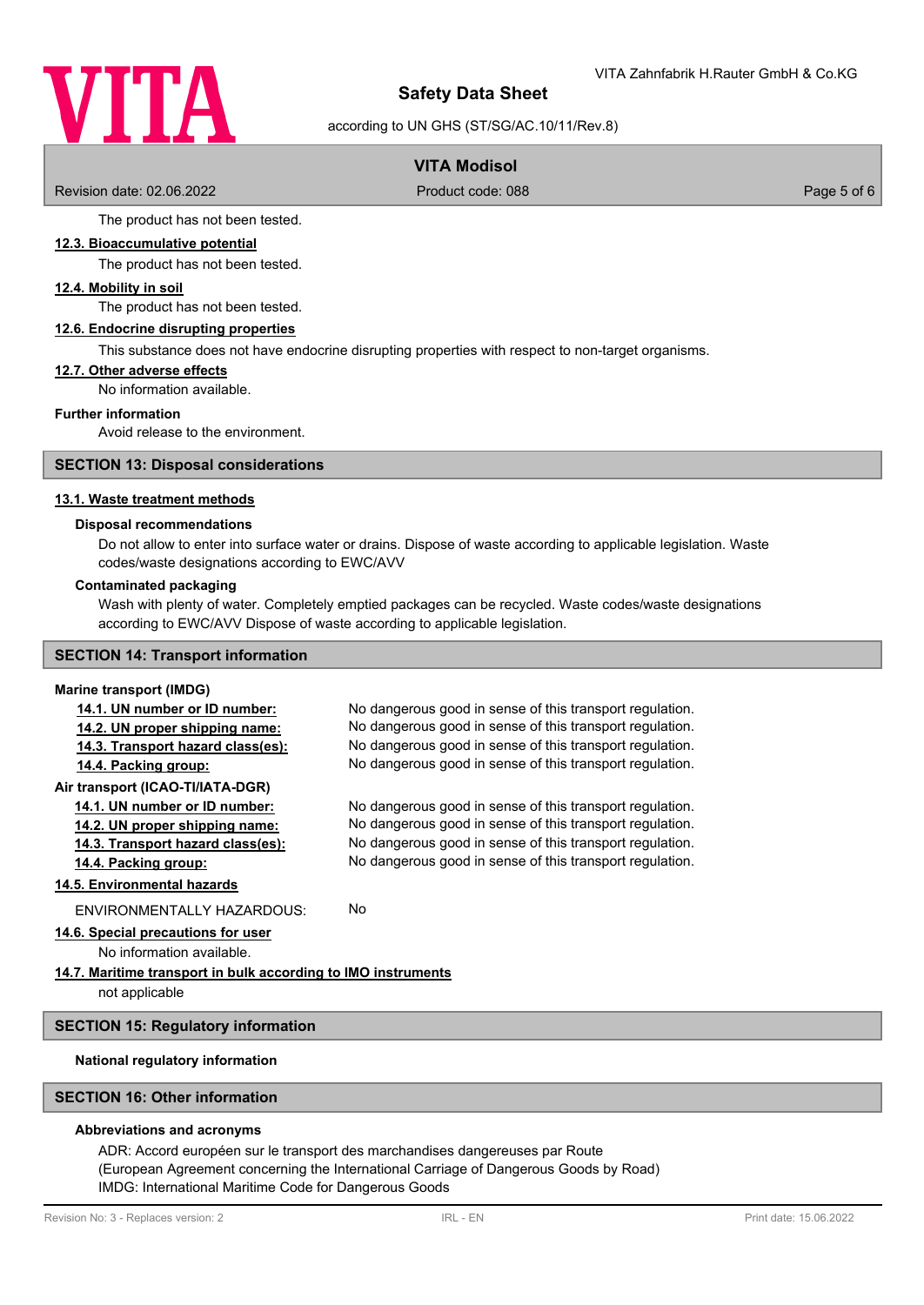The product has not been tested.

**12.3. Bioaccumulative potential**

The product has not been tested.

**12.4. Mobility in soil**

The product has not been tested.

**12.6. Endocrine disrupting properties**

This substance does not have endocrine disrupting properties with respect to non-target organisms.

**12.7. Other adverse effects**

No information available.

**Further information**

Avoid release to the environment.

## SECTION 13: Disposal considerations

**13.1. Waste treatment methods**

**Disposal recommendations**

Do not allow to enter into surface water or drains. Dispose of waste according to applicable legislation. Waste codes/waste designations according to EWC/AVV

**Contaminated packaging**

Wash with plenty of water. Completely emptied packages can be recycled. Waste codes/waste designations according to EWC/AVV Dispose of waste according to applicable legislation.

## SECTION 14: Transport information

**Marine transport (IMDG)**

| | |
|---|---|
| **14.1. UN number or ID number:** | No dangerous good in sense of this transport regulation. |
| **14.2. UN proper shipping name:** | No dangerous good in sense of this transport regulation. |
| **14.3. Transport hazard class(es):** | No dangerous good in sense of this transport regulation. |
| **14.4. Packing group:** | No dangerous good in sense of this transport regulation. |

**Air transport (ICAO-TI/IATA-DGR)**

| | |
|---|---|
| **14.1. UN number or ID number:** | No dangerous good in sense of this transport regulation. |
| **14.2. UN proper shipping name:** | No dangerous good in sense of this transport regulation. |
| **14.3. Transport hazard class(es):** | No dangerous good in sense of this transport regulation. |
| **14.4. Packing group:** | No dangerous good in sense of this transport regulation. |

**14.5. Environmental hazards**

ENVIRONMENTALLY HAZARDOUS: No

**14.6. Special precautions for user**

No information available.

**14.7. Maritime transport in bulk according to IMO instruments**

not applicable

## SECTION 15: Regulatory information

**National regulatory information**

## SECTION 16: Other information

**Abbreviations and acronyms**

ADR: Accord européen sur le transport des marchandises dangereuses par Route
(European Agreement concerning the International Carriage of Dangerous Goods by Road)
IMDG: International Maritime Code for Dangerous Goods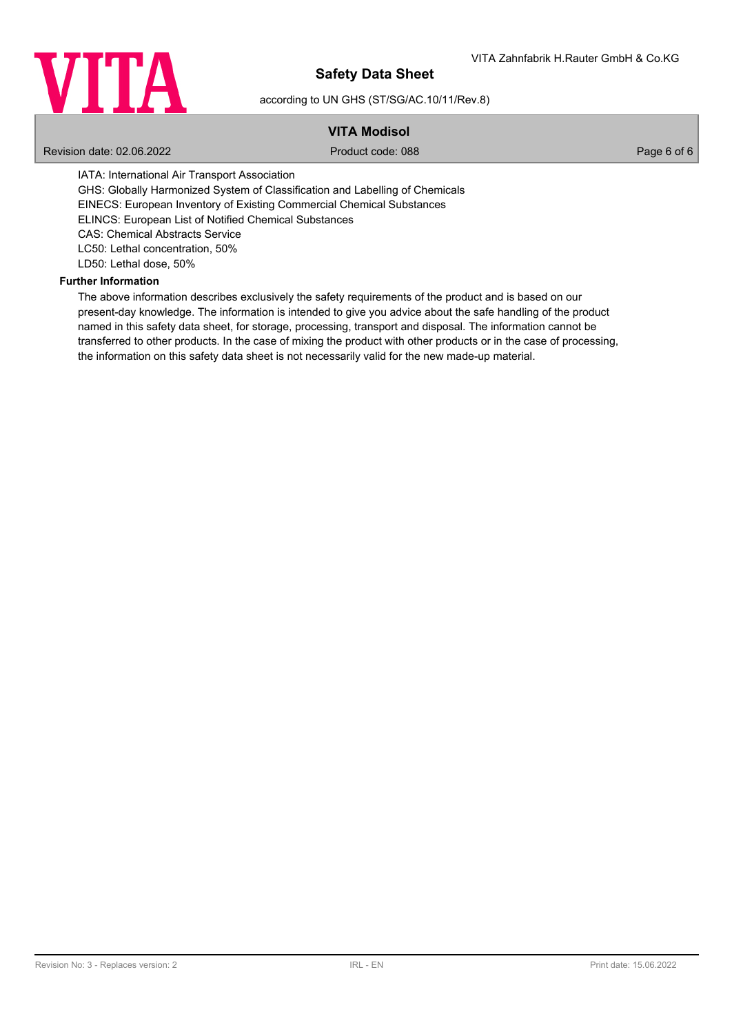IATA: International Air Transport Association
GHS: Globally Harmonized System of Classification and Labelling of Chemicals
EINECS: European Inventory of Existing Commercial Chemical Substances
ELINCS: European List of Notified Chemical Substances
CAS: Chemical Abstracts Service
LC50: Lethal concentration, 50%
LD50: Lethal dose, 50%

**Further Information**

The above information describes exclusively the safety requirements of the product and is based on our present-day knowledge. The information is intended to give you advice about the safe handling of the product named in this safety data sheet, for storage, processing, transport and disposal. The information cannot be transferred to other products. In the case of mixing the product with other products or in the case of processing, the information on this safety data sheet is not necessarily valid for the new made-up material.